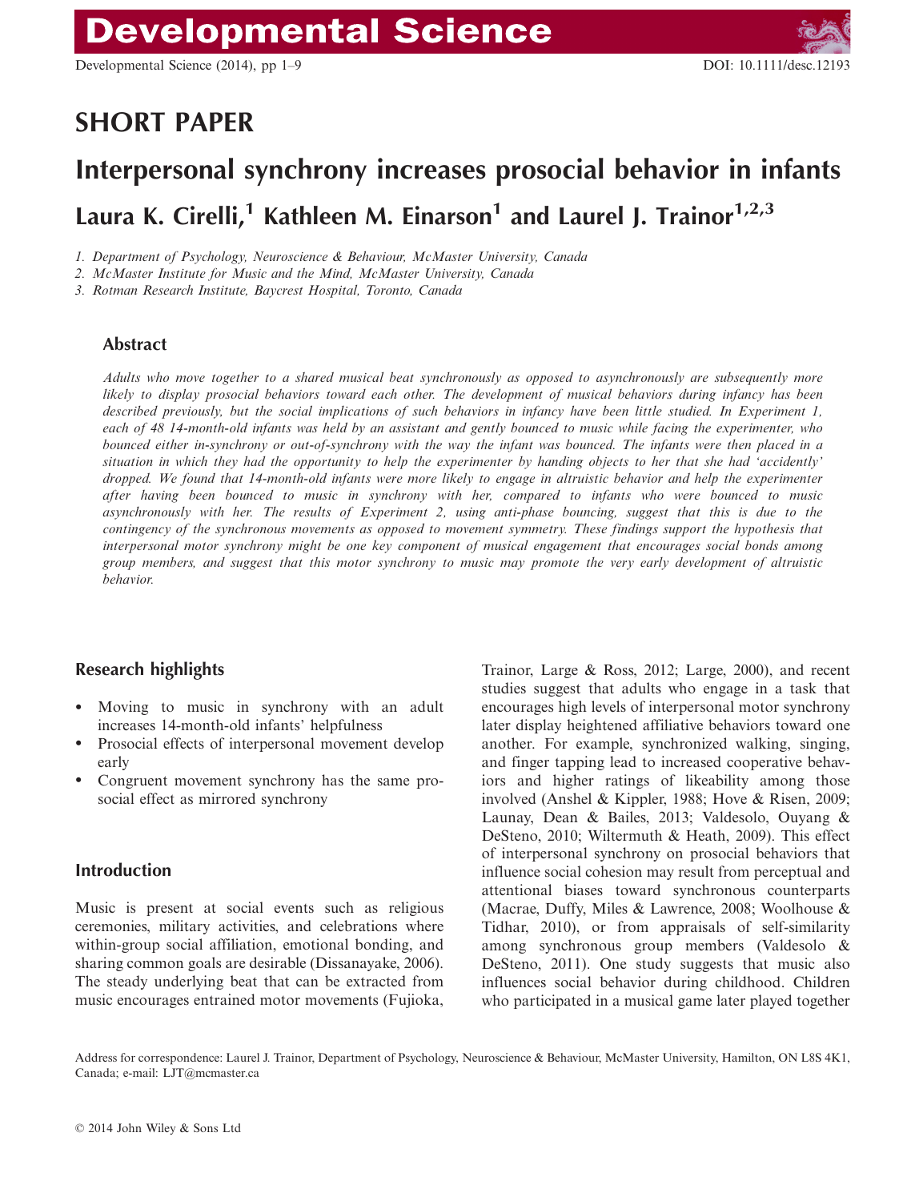SHORT PAPER

# Interpersonal synchrony increases prosocial behavior in infants

## Laura K. Cirelli,[1] Kathleen M. Einarson[1] and Laurel J. Trainor[1,2,3]

1. Department of Psychology, Neuroscience & Behaviour, McMaster University, Canada
2. McMaster Institute for Music and the Mind, McMaster University, Canada
3. Rotman Research Institute, Baycrest Hospital, Toronto, Canada

### Abstract

*Adults who move together to a shared musical beat synchronously as opposed to asynchronously are subsequently more likely to display prosocial behaviors toward each other. The development of musical behaviors during infancy has been described previously, but the social implications of such behaviors in infancy have been little studied. In Experiment 1, each of 48 14-month-old infants was held by an assistant and gently bounced to music while facing the experimenter, who bounced either in-synchrony or out-of-synchrony with the way the infant was bounced. The infants were then placed in a situation in which they had the opportunity to help the experimenter by handing objects to her that she had 'accidently' dropped. We found that 14-month-old infants were more likely to engage in altruistic behavior and help the experimenter after having been bounced to music in synchrony with her, compared to infants who were bounced to music asynchronously with her. The results of Experiment 2, using anti-phase bouncing, suggest that this is due to the contingency of the synchronous movements as opposed to movement symmetry. These findings support the hypothesis that interpersonal motor synchrony might be one key component of musical engagement that encourages social bonds among group members, and suggest that this motor synchrony to music may promote the very early development of altruistic behavior.*

### Research highlights

- Moving to music in synchrony with an adult increases 14-month-old infants' helpfulness
- Prosocial effects of interpersonal movement develop early
- Congruent movement synchrony has the same prosocial effect as mirrored synchrony

### Introduction

Music is present at social events such as religious ceremonies, military activities, and celebrations where within-group social affiliation, emotional bonding, and sharing common goals are desirable (Dissanayake, 2006). The steady underlying beat that can be extracted from music encourages entrained motor movements (Fujioka, Trainor, Large & Ross, 2012; Large, 2000), and recent studies suggest that adults who engage in a task that encourages high levels of interpersonal motor synchrony later display heightened affiliative behaviors toward one another. For example, synchronized walking, singing, and finger tapping lead to increased cooperative behaviors and higher ratings of likeability among those involved (Anshel & Kippler, 1988; Hove & Risen, 2009; Launay, Dean & Bailes, 2013; Valdesolo, Ouyang & DeSteno, 2010; Wiltermuth & Heath, 2009). This effect of interpersonal synchrony on prosocial behaviors that influence social cohesion may result from perceptual and attentional biases toward synchronous counterparts (Macrae, Duffy, Miles & Lawrence, 2008; Woolhouse & Tidhar, 2010), or from appraisals of self-similarity among synchronous group members (Valdesolo & DeSteno, 2011). One study suggests that music also influences social behavior during childhood. Children who participated in a musical game later played together

Address for correspondence: Laurel J. Trainor, Department of Psychology, Neuroscience & Behaviour, McMaster University, Hamilton, ON L8S 4K1, Canada; e-mail: LJT@mcmaster.ca

© 2014 John Wiley & Sons Ltd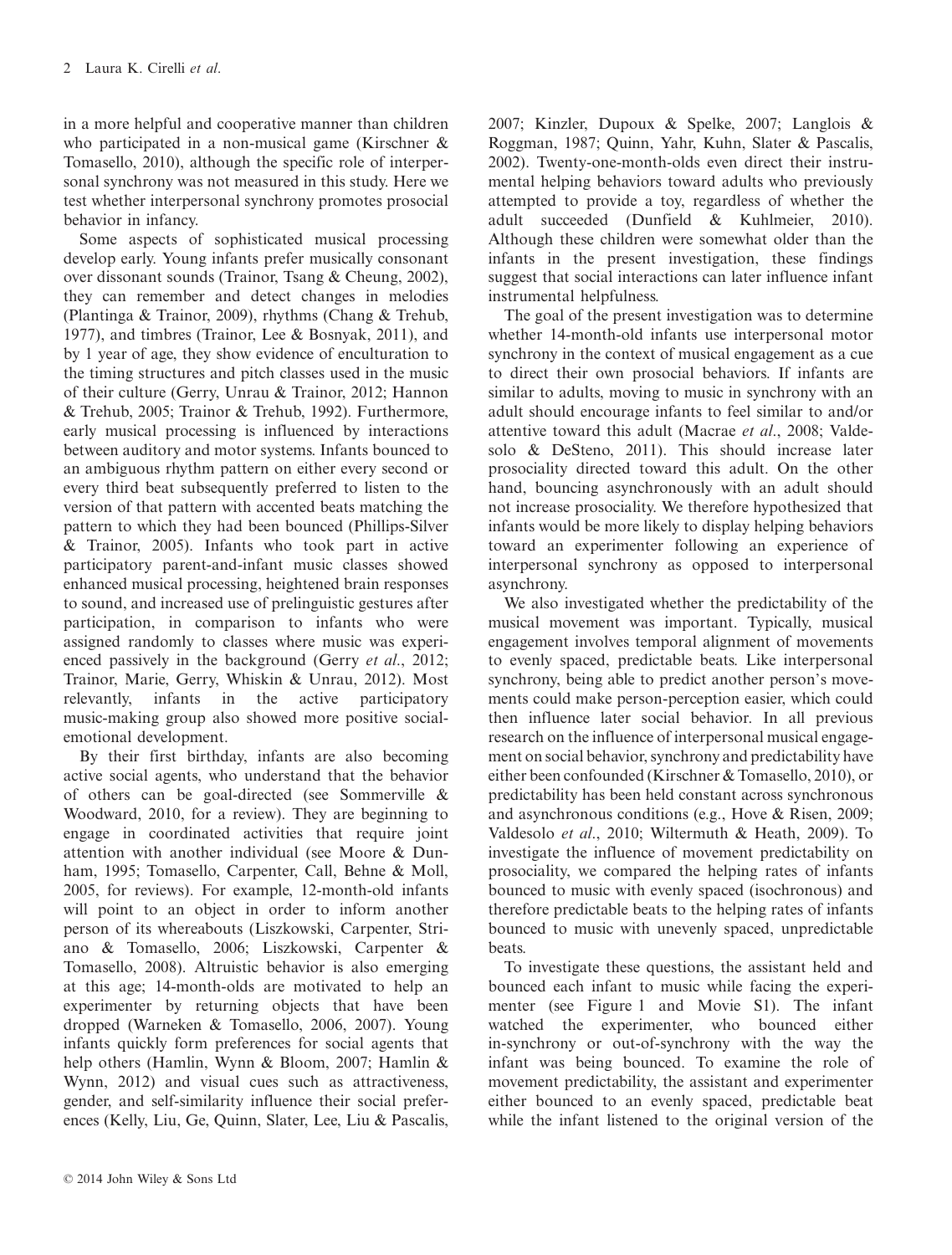in a more helpful and cooperative manner than children who participated in a non-musical game (Kirschner & Tomasello, 2010), although the specific role of interpersonal synchrony was not measured in this study. Here we test whether interpersonal synchrony promotes prosocial behavior in infancy.

Some aspects of sophisticated musical processing develop early. Young infants prefer musically consonant over dissonant sounds (Trainor, Tsang & Cheung, 2002), they can remember and detect changes in melodies (Plantinga & Trainor, 2009), rhythms (Chang & Trehub, 1977), and timbres (Trainor, Lee & Bosnyak, 2011), and by 1 year of age, they show evidence of enculturation to the timing structures and pitch classes used in the music of their culture (Gerry, Unrau & Trainor, 2012; Hannon & Trehub, 2005; Trainor & Trehub, 1992). Furthermore, early musical processing is influenced by interactions between auditory and motor systems. Infants bounced to an ambiguous rhythm pattern on either every second or every third beat subsequently preferred to listen to the version of that pattern with accented beats matching the pattern to which they had been bounced (Phillips-Silver & Trainor, 2005). Infants who took part in active participatory parent-and-infant music classes showed enhanced musical processing, heightened brain responses to sound, and increased use of prelinguistic gestures after participation, in comparison to infants who were assigned randomly to classes where music was experienced passively in the background (Gerry *et al.*, 2012; Trainor, Marie, Gerry, Whiskin & Unrau, 2012). Most relevantly, infants in the active participatory music-making group also showed more positive social-emotional development.

By their first birthday, infants are also becoming active social agents, who understand that the behavior of others can be goal-directed (see Sommerville & Woodward, 2010, for a review). They are beginning to engage in coordinated activities that require joint attention with another individual (see Moore & Dunham, 1995; Tomasello, Carpenter, Call, Behne & Moll, 2005, for reviews). For example, 12-month-old infants will point to an object in order to inform another person of its whereabouts (Liszkowski, Carpenter, Striano & Tomasello, 2006; Liszkowski, Carpenter & Tomasello, 2008). Altruistic behavior is also emerging at this age; 14-month-olds are motivated to help an experimenter by returning objects that have been dropped (Warneken & Tomasello, 2006, 2007). Young infants quickly form preferences for social agents that help others (Hamlin, Wynn & Bloom, 2007; Hamlin & Wynn, 2012) and visual cues such as attractiveness, gender, and self-similarity influence their social preferences (Kelly, Liu, Ge, Quinn, Slater, Lee, Liu & Pascalis, 2007; Kinzler, Dupoux & Spelke, 2007; Langlois & Roggman, 1987; Quinn, Yahr, Kuhn, Slater & Pascalis, 2002). Twenty-one-month-olds even direct their instrumental helping behaviors toward adults who previously attempted to provide a toy, regardless of whether the adult succeeded (Dunfield & Kuhlmeier, 2010). Although these children were somewhat older than the infants in the present investigation, these findings suggest that social interactions can later influence infant instrumental helpfulness.

The goal of the present investigation was to determine whether 14-month-old infants use interpersonal motor synchrony in the context of musical engagement as a cue to direct their own prosocial behaviors. If infants are similar to adults, moving to music in synchrony with an adult should encourage infants to feel similar to and/or attentive toward this adult (Macrae *et al.*, 2008; Valdesolo & DeSteno, 2011). This should increase later prosociality directed toward this adult. On the other hand, bouncing asynchronously with an adult should not increase prosociality. We therefore hypothesized that infants would be more likely to display helping behaviors toward an experimenter following an experience of interpersonal synchrony as opposed to interpersonal asynchrony.

We also investigated whether the predictability of the musical movement was important. Typically, musical engagement involves temporal alignment of movements to evenly spaced, predictable beats. Like interpersonal synchrony, being able to predict another person's movements could make person-perception easier, which could then influence later social behavior. In all previous research on the influence of interpersonal musical engagement on social behavior, synchrony and predictability have either been confounded (Kirschner & Tomasello, 2010), or predictability has been held constant across synchronous and asynchronous conditions (e.g., Hove & Risen, 2009; Valdesolo *et al.*, 2010; Wiltermuth & Heath, 2009). To investigate the influence of movement predictability on prosociality, we compared the helping rates of infants bounced to music with evenly spaced (isochronous) and therefore predictable beats to the helping rates of infants bounced to music with unevenly spaced, unpredictable beats.

To investigate these questions, the assistant held and bounced each infant to music while facing the experimenter (see Figure 1 and Movie S1). The infant watched the experimenter, who bounced either in-synchrony or out-of-synchrony with the way the infant was being bounced. To examine the role of movement predictability, the assistant and experimenter either bounced to an evenly spaced, predictable beat while the infant listened to the original version of the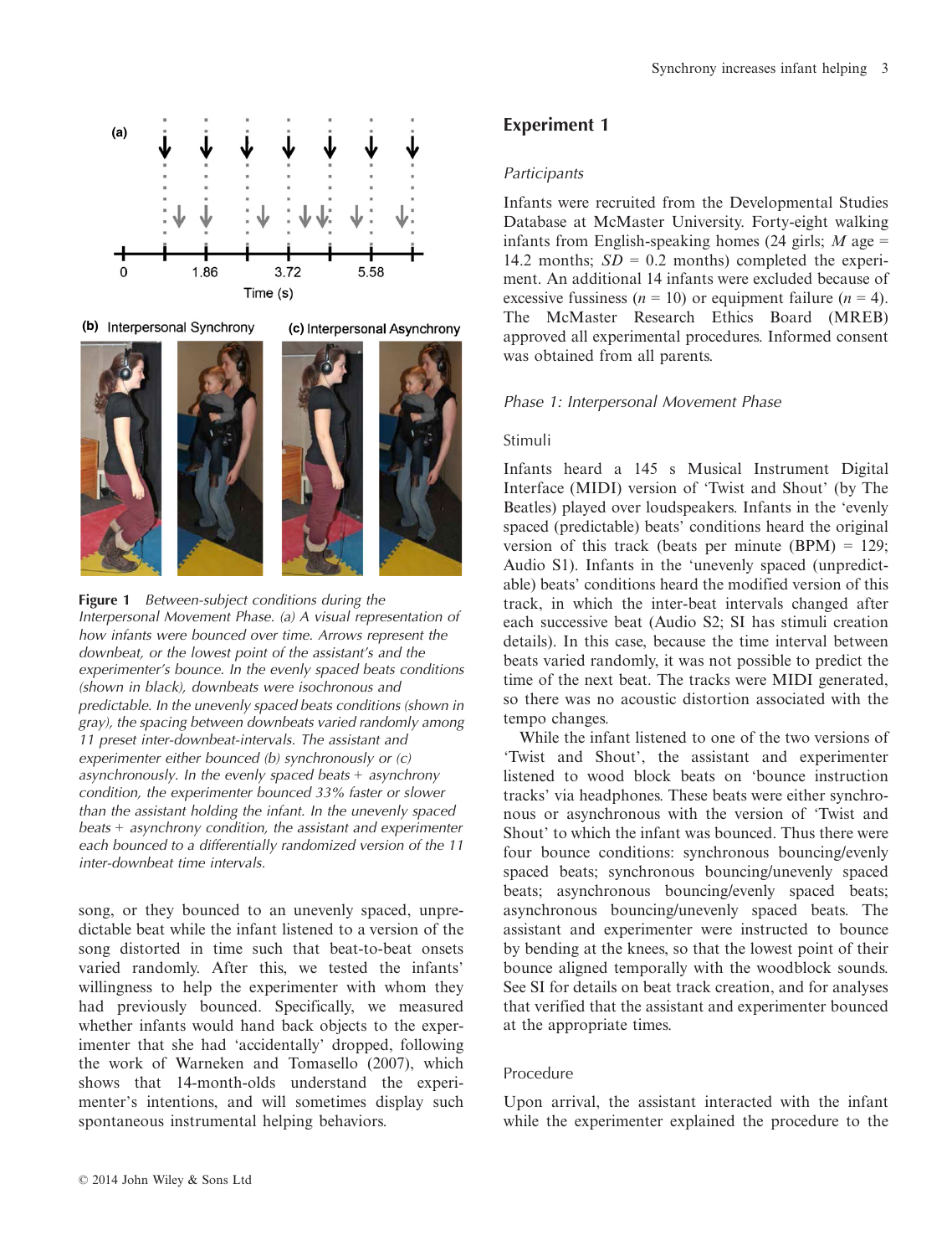Figure 1 *Between-subject conditions during the Interpersonal Movement Phase. (a) A visual representation of how infants were bounced over time. Arrows represent the downbeat, or the lowest point of the assistant's and the experimenter's bounce. In the evenly spaced beats conditions (shown in black), downbeats were isochronous and predictable. In the unevenly spaced beats conditions (shown in gray), the spacing between downbeats varied randomly among 11 preset inter-downbeat-intervals. The assistant and experimenter either bounced (b) synchronously or (c) asynchronously. In the evenly spaced beats + asynchrony condition, the experimenter bounced 33% faster or slower than the assistant holding the infant. In the unevenly spaced beats + asynchrony condition, the assistant and experimenter each bounced to a differentially randomized version of the 11 inter-downbeat time intervals.*

song, or they bounced to an unevenly spaced, unpredictable beat while the infant listened to a version of the song distorted in time such that beat-to-beat onsets varied randomly. After this, we tested the infants' willingness to help the experimenter with whom they had previously bounced. Specifically, we measured whether infants would hand back objects to the experimenter that she had 'accidentally' dropped, following the work of Warneken and Tomasello (2007), which shows that 14-month-olds understand the experimenter's intentions, and will sometimes display such spontaneous instrumental helping behaviors.

## Experiment 1

### *Participants*

Infants were recruited from the Developmental Studies Database at McMaster University. Forty-eight walking infants from English-speaking homes (24 girls; *M* age = 14.2 months; *SD* = 0.2 months) completed the experiment. An additional 14 infants were excluded because of excessive fussiness (*n* = 10) or equipment failure (*n* = 4). The McMaster Research Ethics Board (MREB) approved all experimental procedures. Informed consent was obtained from all parents.

### *Phase 1: Interpersonal Movement Phase*

#### Stimuli

Infants heard a 145 s Musical Instrument Digital Interface (MIDI) version of 'Twist and Shout' (by The Beatles) played over loudspeakers. Infants in the 'evenly spaced (predictable) beats' conditions heard the original version of this track (beats per minute (BPM) = 129; Audio S1). Infants in the 'unevenly spaced (unpredictable) beats' conditions heard the modified version of this track, in which the inter-beat intervals changed after each successive beat (Audio S2; SI has stimuli creation details). In this case, because the time interval between beats varied randomly, it was not possible to predict the time of the next beat. The tracks were MIDI generated, so there was no acoustic distortion associated with the tempo changes.

While the infant listened to one of the two versions of 'Twist and Shout', the assistant and experimenter listened to wood block beats on 'bounce instruction tracks' via headphones. These beats were either synchronous or asynchronous with the version of 'Twist and Shout' to which the infant was bounced. Thus there were four bounce conditions: synchronous bouncing/evenly spaced beats; synchronous bouncing/unevenly spaced beats; asynchronous bouncing/evenly spaced beats; asynchronous bouncing/unevenly spaced beats. The assistant and experimenter were instructed to bounce by bending at the knees, so that the lowest point of their bounce aligned temporally with the woodblock sounds. See SI for details on beat track creation, and for analyses that verified that the assistant and experimenter bounced at the appropriate times.

#### Procedure

Upon arrival, the assistant interacted with the infant while the experimenter explained the procedure to the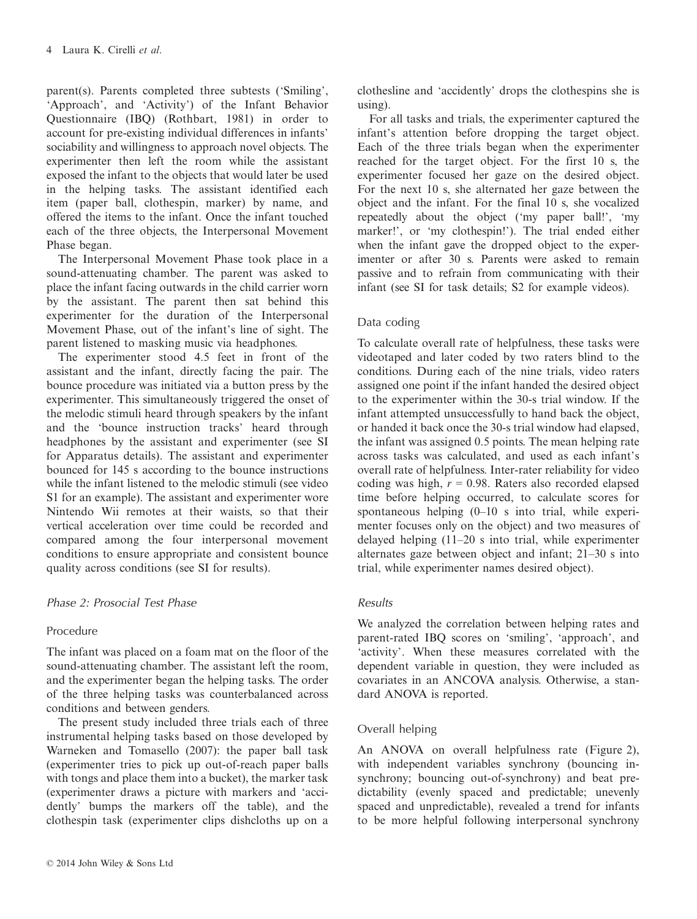parent(s). Parents completed three subtests ('Smiling', 'Approach', and 'Activity') of the Infant Behavior Questionnaire (IBQ) (Rothbart, 1981) in order to account for pre-existing individual differences in infants' sociability and willingness to approach novel objects. The experimenter then left the room while the assistant exposed the infant to the objects that would later be used in the helping tasks. The assistant identified each item (paper ball, clothespin, marker) by name, and offered the items to the infant. Once the infant touched each of the three objects, the Interpersonal Movement Phase began.

The Interpersonal Movement Phase took place in a sound-attenuating chamber. The parent was asked to place the infant facing outwards in the child carrier worn by the assistant. The parent then sat behind this experimenter for the duration of the Interpersonal Movement Phase, out of the infant's line of sight. The parent listened to masking music via headphones.

The experimenter stood 4.5 feet in front of the assistant and the infant, directly facing the pair. The bounce procedure was initiated via a button press by the experimenter. This simultaneously triggered the onset of the melodic stimuli heard through speakers by the infant and the 'bounce instruction tracks' heard through headphones by the assistant and experimenter (see SI for Apparatus details). The assistant and experimenter bounced for 145 s according to the bounce instructions while the infant listened to the melodic stimuli (see video S1 for an example). The assistant and experimenter wore Nintendo Wii remotes at their waists, so that their vertical acceleration over time could be recorded and compared among the four interpersonal movement conditions to ensure appropriate and consistent bounce quality across conditions (see SI for results).

### *Phase 2: Prosocial Test Phase*

#### Procedure

The infant was placed on a foam mat on the floor of the sound-attenuating chamber. The assistant left the room, and the experimenter began the helping tasks. The order of the three helping tasks was counterbalanced across conditions and between genders.

The present study included three trials each of three instrumental helping tasks based on those developed by Warneken and Tomasello (2007): the paper ball task (experimenter tries to pick up out-of-reach paper balls with tongs and place them into a bucket), the marker task (experimenter draws a picture with markers and 'accidently' bumps the markers off the table), and the clothespin task (experimenter clips dishcloths up on a clothesline and 'accidently' drops the clothespins she is using).

For all tasks and trials, the experimenter captured the infant's attention before dropping the target object. Each of the three trials began when the experimenter reached for the target object. For the first 10 s, the experimenter focused her gaze on the desired object. For the next 10 s, she alternated her gaze between the object and the infant. For the final 10 s, she vocalized repeatedly about the object ('my paper ball!', 'my marker!', or 'my clothespin!'). The trial ended either when the infant gave the dropped object to the experimenter or after 30 s. Parents were asked to remain passive and to refrain from communicating with their infant (see SI for task details; S2 for example videos).

#### Data coding

To calculate overall rate of helpfulness, these tasks were videotaped and later coded by two raters blind to the conditions. During each of the nine trials, video raters assigned one point if the infant handed the desired object to the experimenter within the 30-s trial window. If the infant attempted unsuccessfully to hand back the object, or handed it back once the 30-s trial window had elapsed, the infant was assigned 0.5 points. The mean helping rate across tasks was calculated, and used as each infant's overall rate of helpfulness. Inter-rater reliability for video coding was high, $r = 0.98$. Raters also recorded elapsed time before helping occurred, to calculate scores for spontaneous helping (0–10 s into trial, while experimenter focuses only on the object) and two measures of delayed helping (11–20 s into trial, while experimenter alternates gaze between object and infant; 21–30 s into trial, while experimenter names desired object).

### *Results*

We analyzed the correlation between helping rates and parent-rated IBQ scores on 'smiling', 'approach', and 'activity'. When these measures correlated with the dependent variable in question, they were included as covariates in an ANCOVA analysis. Otherwise, a standard ANOVA is reported.

#### Overall helping

An ANOVA on overall helpfulness rate (Figure 2), with independent variables synchrony (bouncing in-synchrony; bouncing out-of-synchrony) and beat predictability (evenly spaced and predictable; unevenly spaced and unpredictable), revealed a trend for infants to be more helpful following interpersonal synchrony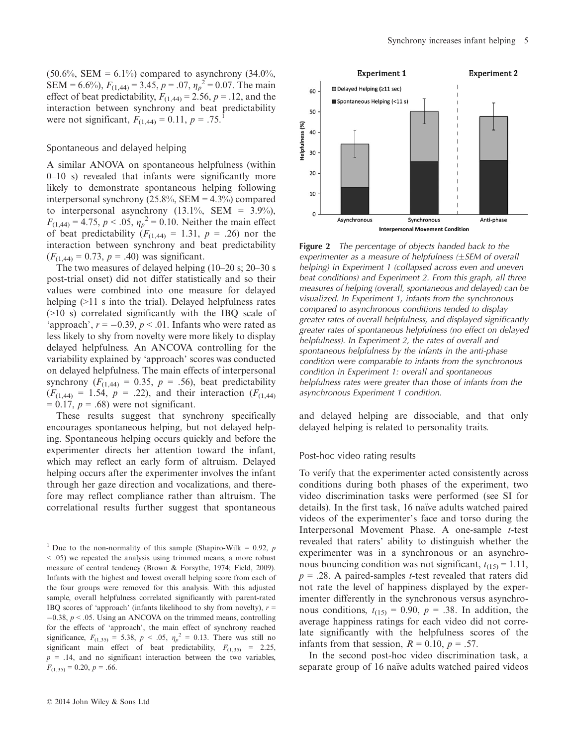(50.6%, SEM = 6.1%) compared to asynchrony (34.0%, SEM = 6.6%), $F_{(1,44)} = 3.45$, $p = .07$, $\eta_p^2 = 0.07$. The main effect of beat predictability, $F_{(1,44)} = 2.56$, $p = .12$, and the interaction between synchrony and beat predictability were not significant, $F_{(1,44)} = 0.11$, $p = .75$.[1]

### Spontaneous and delayed helping

A similar ANOVA on spontaneous helpfulness (within 0–10 s) revealed that infants were significantly more likely to demonstrate spontaneous helping following interpersonal synchrony (25.8%, SEM = 4.3%) compared to interpersonal asynchrony (13.1%, SEM = 3.9%), $F_{(1,44)} = 4.75$, $p < .05$, $\eta_p^2 = 0.10$. Neither the main effect of beat predictability ($F_{(1,44)} = 1.31$, $p = .26$) nor the interaction between synchrony and beat predictability ($F_{(1,44)} = 0.73$, $p = .40$) was significant.

The two measures of delayed helping (10–20 s; 20–30 s post-trial onset) did not differ statistically and so their values were combined into one measure for delayed helping (>11 s into the trial). Delayed helpfulness rates (>10 s) correlated significantly with the IBQ scale of 'approach', $r = -0.39$, $p < .01$. Infants who were rated as less likely to shy from novelty were more likely to display delayed helpfulness. An ANCOVA controlling for the variability explained by 'approach' scores was conducted on delayed helpfulness. The main effects of interpersonal synchrony ($F_{(1,44)} = 0.35$, $p = .56$), beat predictability ($F_{(1,44)} = 1.54$, $p = .22$), and their interaction ($F_{(1,44)} = 0.17$, $p = .68$) were not significant.

These results suggest that synchrony specifically encourages spontaneous helping, but not delayed helping. Spontaneous helping occurs quickly and before the experimenter directs her attention toward the infant, which may reflect an early form of altruism. Delayed helping occurs after the experimenter involves the infant through her gaze direction and vocalizations, and therefore may reflect compliance rather than altruism. The correlational results further suggest that spontaneous and delayed helping are dissociable, and that only delayed helping is related to personality traits.

**Figure 2** *The percentage of objects handed back to the experimenter as a measure of helpfulness (±SEM of overall helping) in Experiment 1 (collapsed across even and uneven beat conditions) and Experiment 2. From this graph, all three measures of helping (overall, spontaneous and delayed) can be visualized. In Experiment 1, infants from the synchronous compared to asynchronous conditions tended to display greater rates of overall helpfulness, and displayed significantly greater rates of spontaneous helpfulness (no effect on delayed helpfulness). In Experiment 2, the rates of overall and spontaneous helpfulness by the infants in the anti-phase condition were comparable to infants from the synchronous condition in Experiment 1: overall and spontaneous helpfulness rates were greater than those of infants from the asynchronous Experiment 1 condition.*

### Post-hoc video rating results

To verify that the experimenter acted consistently across conditions during both phases of the experiment, two video discrimination tasks were performed (see SI for details). In the first task, 16 naïve adults watched paired videos of the experimenter's face and torso during the Interpersonal Movement Phase. A one-sample *t*-test revealed that raters' ability to distinguish whether the experimenter was in a synchronous or an asynchronous bouncing condition was not significant, $t_{(15)} = 1.11$, $p = .28$. A paired-samples *t*-test revealed that raters did not rate the level of happiness displayed by the experimenter differently in the synchronous versus asynchronous conditions, $t_{(15)} = 0.90$, $p = .38$. In addition, the average happiness ratings for each video did not correlate significantly with the helpfulness scores of the infants from that session, $R = 0.10$, $p = .57$.

In the second post-hoc video discrimination task, a separate group of 16 naïve adults watched paired videos

[1] Due to the non-normality of this sample (Shapiro-Wilk = 0.92, $p < .05$) we repeated the analysis using trimmed means, a more robust measure of central tendency (Brown & Forsythe, 1974; Field, 2009). Infants with the highest and lowest overall helping score from each of the four groups were removed for this analysis. With this adjusted sample, overall helpfulness correlated significantly with parent-rated IBQ scores of 'approach' (infants likelihood to shy from novelty), $r = -0.38$, $p < .05$. Using an ANCOVA on the trimmed means, controlling for the effects of 'approach', the main effect of synchrony reached significance, $F_{(1,35)} = 5.38$, $p < .05$, $\eta_p^2 = 0.13$. There was still no significant main effect of beat predictability, $F_{(1,35)} = 2.25$, $p = .14$, and no significant interaction between the two variables, $F_{(1,35)} = 0.20$, $p = .66$.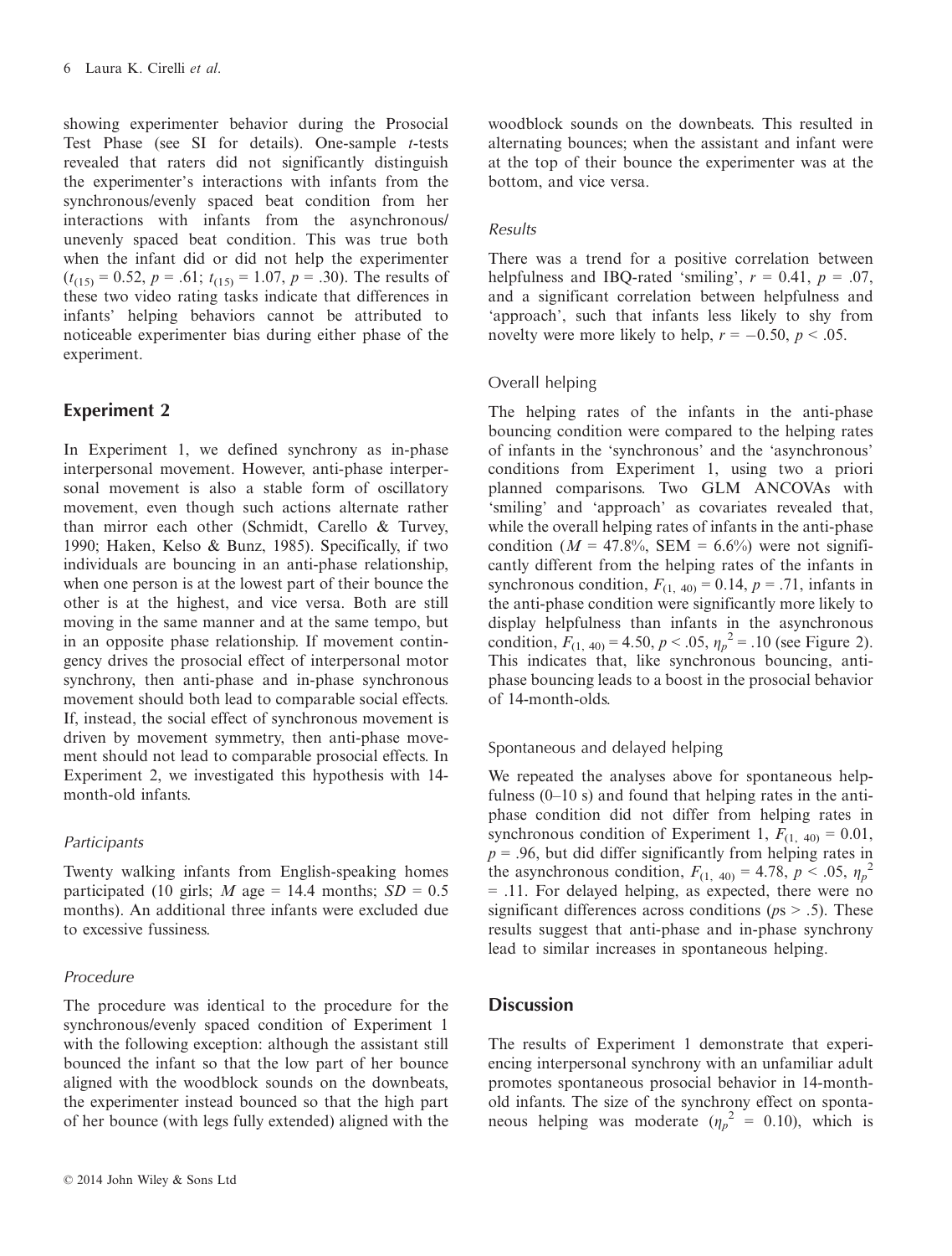showing experimenter behavior during the Prosocial Test Phase (see SI for details). One-sample *t*-tests revealed that raters did not significantly distinguish the experimenter's interactions with infants from the synchronous/evenly spaced beat condition from her interactions with infants from the asynchronous/unevenly spaced beat condition. This was true both when the infant did or did not help the experimenter ($t_{(15)} = 0.52$, $p = .61$; $t_{(15)} = 1.07$, $p = .30$). The results of these two video rating tasks indicate that differences in infants' helping behaviors cannot be attributed to noticeable experimenter bias during either phase of the experiment.

## Experiment 2

In Experiment 1, we defined synchrony as in-phase interpersonal movement. However, anti-phase interpersonal movement is also a stable form of oscillatory movement, even though such actions alternate rather than mirror each other (Schmidt, Carello & Turvey, 1990; Haken, Kelso & Bunz, 1985). Specifically, if two individuals are bouncing in an anti-phase relationship, when one person is at the lowest part of their bounce the other is at the highest, and vice versa. Both are still moving in the same manner and at the same tempo, but in an opposite phase relationship. If movement contingency drives the prosocial effect of interpersonal motor synchrony, then anti-phase and in-phase synchronous movement should both lead to comparable social effects. If, instead, the social effect of synchronous movement is driven by movement symmetry, then anti-phase movement should not lead to comparable prosocial effects. In Experiment 2, we investigated this hypothesis with 14-month-old infants.

### *Participants*

Twenty walking infants from English-speaking homes participated (10 girls; *M* age = 14.4 months; *SD* = 0.5 months). An additional three infants were excluded due to excessive fussiness.

### *Procedure*

The procedure was identical to the procedure for the synchronous/evenly spaced condition of Experiment 1 with the following exception: although the assistant still bounced the infant so that the low part of her bounce aligned with the woodblock sounds on the downbeats, the experimenter instead bounced so that the high part of her bounce (with legs fully extended) aligned with the woodblock sounds on the downbeats. This resulted in alternating bounces; when the assistant and infant were at the top of their bounce the experimenter was at the bottom, and vice versa.

### *Results*

There was a trend for a positive correlation between helpfulness and IBQ-rated 'smiling', $r = 0.41$, $p = .07$, and a significant correlation between helpfulness and 'approach', such that infants less likely to shy from novelty were more likely to help, $r = -0.50$, $p < .05$.

### Overall helping

The helping rates of the infants in the anti-phase bouncing condition were compared to the helping rates of infants in the 'synchronous' and the 'asynchronous' conditions from Experiment 1, using two a priori planned comparisons. Two GLM ANCOVAs with 'smiling' and 'approach' as covariates revealed that, while the overall helping rates of infants in the anti-phase condition ($M = 47.8\%$, SEM = 6.6%) were not significantly different from the helping rates of the infants in synchronous condition, $F_{(1,\ 40)} = 0.14$, $p = .71$, infants in the anti-phase condition were significantly more likely to display helpfulness than infants in the asynchronous condition, $F_{(1,\ 40)} = 4.50$, $p < .05$, $\eta_p^2 = .10$ (see Figure 2). This indicates that, like synchronous bouncing, anti-phase bouncing leads to a boost in the prosocial behavior of 14-month-olds.

### Spontaneous and delayed helping

We repeated the analyses above for spontaneous helpfulness (0–10 s) and found that helping rates in the anti-phase condition did not differ from helping rates in synchronous condition of Experiment 1, $F_{(1,\ 40)} = 0.01$, $p = .96$, but did differ significantly from helping rates in the asynchronous condition, $F_{(1,\ 40)} = 4.78$, $p < .05$, $\eta_p^2 = .11$. For delayed helping, as expected, there were no significant differences across conditions ($p$s > .5). These results suggest that anti-phase and in-phase synchrony lead to similar increases in spontaneous helping.

## Discussion

The results of Experiment 1 demonstrate that experiencing interpersonal synchrony with an unfamiliar adult promotes spontaneous prosocial behavior in 14-month-old infants. The size of the synchrony effect on spontaneous helping was moderate ($\eta_p^2 = 0.10$), which is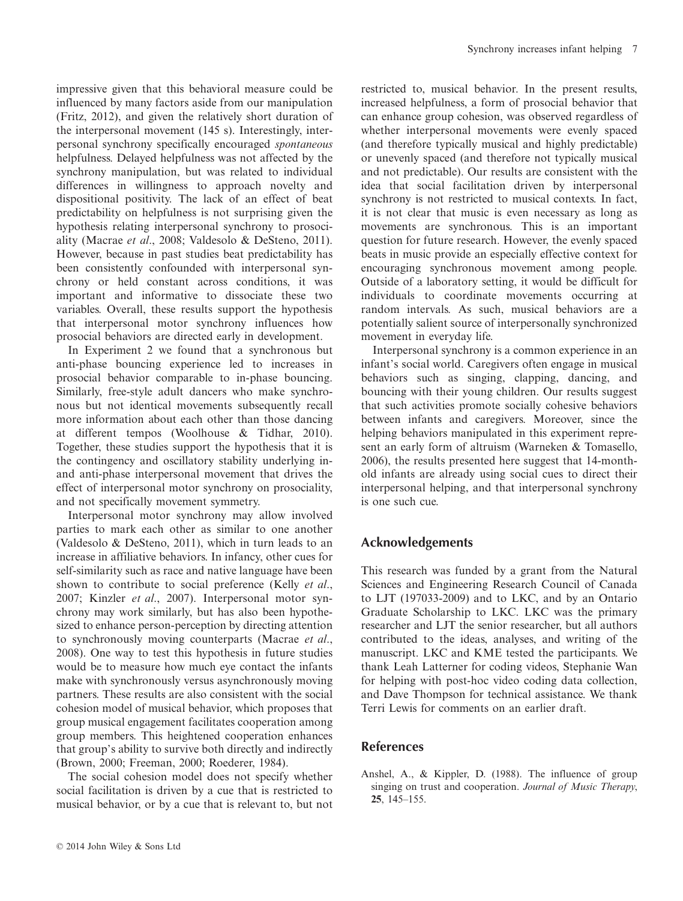impressive given that this behavioral measure could be influenced by many factors aside from our manipulation (Fritz, 2012), and given the relatively short duration of the interpersonal movement (145 s). Interestingly, interpersonal synchrony specifically encouraged *spontaneous* helpfulness. Delayed helpfulness was not affected by the synchrony manipulation, but was related to individual differences in willingness to approach novelty and dispositional positivity. The lack of an effect of beat predictability on helpfulness is not surprising given the hypothesis relating interpersonal synchrony to prosociality (Macrae *et al*., 2008; Valdesolo & DeSteno, 2011). However, because in past studies beat predictability has been consistently confounded with interpersonal synchrony or held constant across conditions, it was important and informative to dissociate these two variables. Overall, these results support the hypothesis that interpersonal motor synchrony influences how prosocial behaviors are directed early in development.

In Experiment 2 we found that a synchronous but anti-phase bouncing experience led to increases in prosocial behavior comparable to in-phase bouncing. Similarly, free-style adult dancers who make synchronous but not identical movements subsequently recall more information about each other than those dancing at different tempos (Woolhouse & Tidhar, 2010). Together, these studies support the hypothesis that it is the contingency and oscillatory stability underlying in- and anti-phase interpersonal movement that drives the effect of interpersonal motor synchrony on prosociality, and not specifically movement symmetry.

Interpersonal motor synchrony may allow involved parties to mark each other as similar to one another (Valdesolo & DeSteno, 2011), which in turn leads to an increase in affiliative behaviors. In infancy, other cues for self-similarity such as race and native language have been shown to contribute to social preference (Kelly *et al*., 2007; Kinzler *et al*., 2007). Interpersonal motor synchrony may work similarly, but has also been hypothesized to enhance person-perception by directing attention to synchronously moving counterparts (Macrae *et al*., 2008). One way to test this hypothesis in future studies would be to measure how much eye contact the infants make with synchronously versus asynchronously moving partners. These results are also consistent with the social cohesion model of musical behavior, which proposes that group musical engagement facilitates cooperation among group members. This heightened cooperation enhances that group's ability to survive both directly and indirectly (Brown, 2000; Freeman, 2000; Roederer, 1984).

The social cohesion model does not specify whether social facilitation is driven by a cue that is restricted to musical behavior, or by a cue that is relevant to, but not restricted to, musical behavior. In the present results, increased helpfulness, a form of prosocial behavior that can enhance group cohesion, was observed regardless of whether interpersonal movements were evenly spaced (and therefore typically musical and highly predictable) or unevenly spaced (and therefore not typically musical and not predictable). Our results are consistent with the idea that social facilitation driven by interpersonal synchrony is not restricted to musical contexts. In fact, it is not clear that music is even necessary as long as movements are synchronous. This is an important question for future research. However, the evenly spaced beats in music provide an especially effective context for encouraging synchronous movement among people. Outside of a laboratory setting, it would be difficult for individuals to coordinate movements occurring at random intervals. As such, musical behaviors are a potentially salient source of interpersonally synchronized movement in everyday life.

Interpersonal synchrony is a common experience in an infant's social world. Caregivers often engage in musical behaviors such as singing, clapping, dancing, and bouncing with their young children. Our results suggest that such activities promote socially cohesive behaviors between infants and caregivers. Moreover, since the helping behaviors manipulated in this experiment represent an early form of altruism (Warneken & Tomasello, 2006), the results presented here suggest that 14-month-old infants are already using social cues to direct their interpersonal helping, and that interpersonal synchrony is one such cue.

## Acknowledgements

This research was funded by a grant from the Natural Sciences and Engineering Research Council of Canada to LJT (197033-2009) and to LKC, and by an Ontario Graduate Scholarship to LKC. LKC was the primary researcher and LJT the senior researcher, but all authors contributed to the ideas, analyses, and writing of the manuscript. LKC and KME tested the participants. We thank Leah Latterner for coding videos, Stephanie Wan for helping with post-hoc video coding data collection, and Dave Thompson for technical assistance. We thank Terri Lewis for comments on an earlier draft.

## References

Anshel, A., & Kippler, D. (1988). The influence of group singing on trust and cooperation. *Journal of Music Therapy*, **25**, 145–155.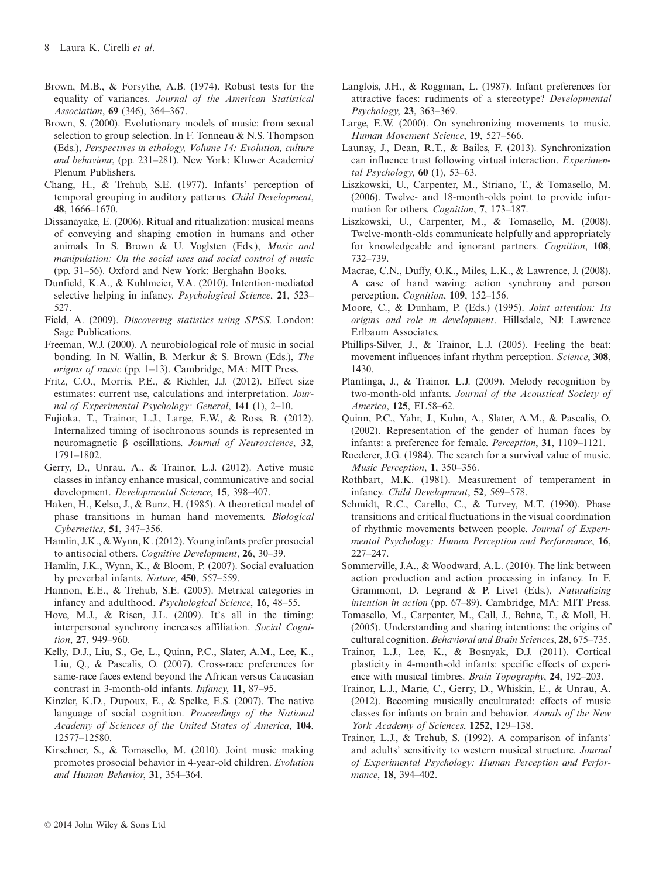Brown, M.B., & Forsythe, A.B. (1974). Robust tests for the equality of variances. *Journal of the American Statistical Association*, **69** (346), 364–367.

Brown, S. (2000). Evolutionary models of music: from sexual selection to group selection. In F. Tonneau & N.S. Thompson (Eds.), *Perspectives in ethology, Volume 14: Evolution, culture and behaviour*, (pp. 231–281). New York: Kluwer Academic/Plenum Publishers.

Chang, H., & Trehub, S.E. (1977). Infants' perception of temporal grouping in auditory patterns. *Child Development*, **48**, 1666–1670.

Dissanayake, E. (2006). Ritual and ritualization: musical means of conveying and shaping emotion in humans and other animals. In S. Brown & U. Voglsten (Eds.), *Music and manipulation: On the social uses and social control of music* (pp. 31–56). Oxford and New York: Berghahn Books.

Dunfield, K.A., & Kuhlmeier, V.A. (2010). Intention-mediated selective helping in infancy. *Psychological Science*, **21**, 523–527.

Field, A. (2009). *Discovering statistics using SPSS*. London: Sage Publications.

Freeman, W.J. (2000). A neurobiological role of music in social bonding. In N. Wallin, B. Merkur & S. Brown (Eds.), *The origins of music* (pp. 1–13). Cambridge, MA: MIT Press.

Fritz, C.O., Morris, P.E., & Richler, J.J. (2012). Effect size estimates: current use, calculations and interpretation. *Journal of Experimental Psychology: General*, **141** (1), 2–10.

Fujioka, T., Trainor, L.J., Large, E.W., & Ross, B. (2012). Internalized timing of isochronous sounds is represented in neuromagnetic β oscillations. *Journal of Neuroscience*, **32**, 1791–1802.

Gerry, D., Unrau, A., & Trainor, L.J. (2012). Active music classes in infancy enhance musical, communicative and social development. *Developmental Science*, **15**, 398–407.

Haken, H., Kelso, J., & Bunz, H. (1985). A theoretical model of phase transitions in human hand movements. *Biological Cybernetics*, **51**, 347–356.

Hamlin, J.K., & Wynn, K. (2012). Young infants prefer prosocial to antisocial others. *Cognitive Development*, **26**, 30–39.

Hamlin, J.K., Wynn, K., & Bloom, P. (2007). Social evaluation by preverbal infants. *Nature*, **450**, 557–559.

Hannon, E.E., & Trehub, S.E. (2005). Metrical categories in infancy and adulthood. *Psychological Science*, **16**, 48–55.

Hove, M.J., & Risen, J.L. (2009). It's all in the timing: interpersonal synchrony increases affiliation. *Social Cognition*, **27**, 949–960.

Kelly, D.J., Liu, S., Ge, L., Quinn, P.C., Slater, A.M., Lee, K., Liu, Q., & Pascalis, O. (2007). Cross-race preferences for same-race faces extend beyond the African versus Caucasian contrast in 3-month-old infants. *Infancy*, **11**, 87–95.

Kinzler, K.D., Dupoux, E., & Spelke, E.S. (2007). The native language of social cognition. *Proceedings of the National Academy of Sciences of the United States of America*, **104**, 12577–12580.

Kirschner, S., & Tomasello, M. (2010). Joint music making promotes prosocial behavior in 4-year-old children. *Evolution and Human Behavior*, **31**, 354–364.

Langlois, J.H., & Roggman, L. (1987). Infant preferences for attractive faces: rudiments of a stereotype? *Developmental Psychology*, **23**, 363–369.

Large, E.W. (2000). On synchronizing movements to music. *Human Movement Science*, **19**, 527–566.

Launay, J., Dean, R.T., & Bailes, F. (2013). Synchronization can influence trust following virtual interaction. *Experimental Psychology*, **60** (1), 53–63.

Liszkowski, U., Carpenter, M., Striano, T., & Tomasello, M. (2006). Twelve- and 18-month-olds point to provide information for others. *Cognition*, **7**, 173–187.

Liszkowski, U., Carpenter, M., & Tomasello, M. (2008). Twelve-month-olds communicate helpfully and appropriately for knowledgeable and ignorant partners. *Cognition*, **108**, 732–739.

Macrae, C.N., Duffy, O.K., Miles, L.K., & Lawrence, J. (2008). A case of hand waving: action synchrony and person perception. *Cognition*, **109**, 152–156.

Moore, C., & Dunham, P. (Eds.) (1995). *Joint attention: Its origins and role in development*. Hillsdale, NJ: Lawrence Erlbaum Associates.

Phillips-Silver, J., & Trainor, L.J. (2005). Feeling the beat: movement influences infant rhythm perception. *Science*, **308**, 1430.

Plantinga, J., & Trainor, L.J. (2009). Melody recognition by two-month-old infants. *Journal of the Acoustical Society of America*, **125**, EL58–62.

Quinn, P.C., Yahr, J., Kuhn, A., Slater, A.M., & Pascalis, O. (2002). Representation of the gender of human faces by infants: a preference for female. *Perception*, **31**, 1109–1121.

Roederer, J.G. (1984). The search for a survival value of music. *Music Perception*, **1**, 350–356.

Rothbart, M.K. (1981). Measurement of temperament in infancy. *Child Development*, **52**, 569–578.

Schmidt, R.C., Carello, C., & Turvey, M.T. (1990). Phase transitions and critical fluctuations in the visual coordination of rhythmic movements between people. *Journal of Experimental Psychology: Human Perception and Performance*, **16**, 227–247.

Sommerville, J.A., & Woodward, A.L. (2010). The link between action production and action processing in infancy. In F. Grammont, D. Legrand & P. Livet (Eds.), *Naturalizing intention in action* (pp. 67–89). Cambridge, MA: MIT Press.

Tomasello, M., Carpenter, M., Call, J., Behne, T., & Moll, H. (2005). Understanding and sharing intentions: the origins of cultural cognition. *Behavioral and Brain Sciences*, **28**, 675–735.

Trainor, L.J., Lee, K., & Bosnyak, D.J. (2011). Cortical plasticity in 4-month-old infants: specific effects of experience with musical timbres. *Brain Topography*, **24**, 192–203.

Trainor, L.J., Marie, C., Gerry, D., Whiskin, E., & Unrau, A. (2012). Becoming musically enculturated: effects of music classes for infants on brain and behavior. *Annals of the New York Academy of Sciences*, **1252**, 129–138.

Trainor, L.J., & Trehub, S. (1992). A comparison of infants' and adults' sensitivity to western musical structure. *Journal of Experimental Psychology: Human Perception and Performance*, **18**, 394–402.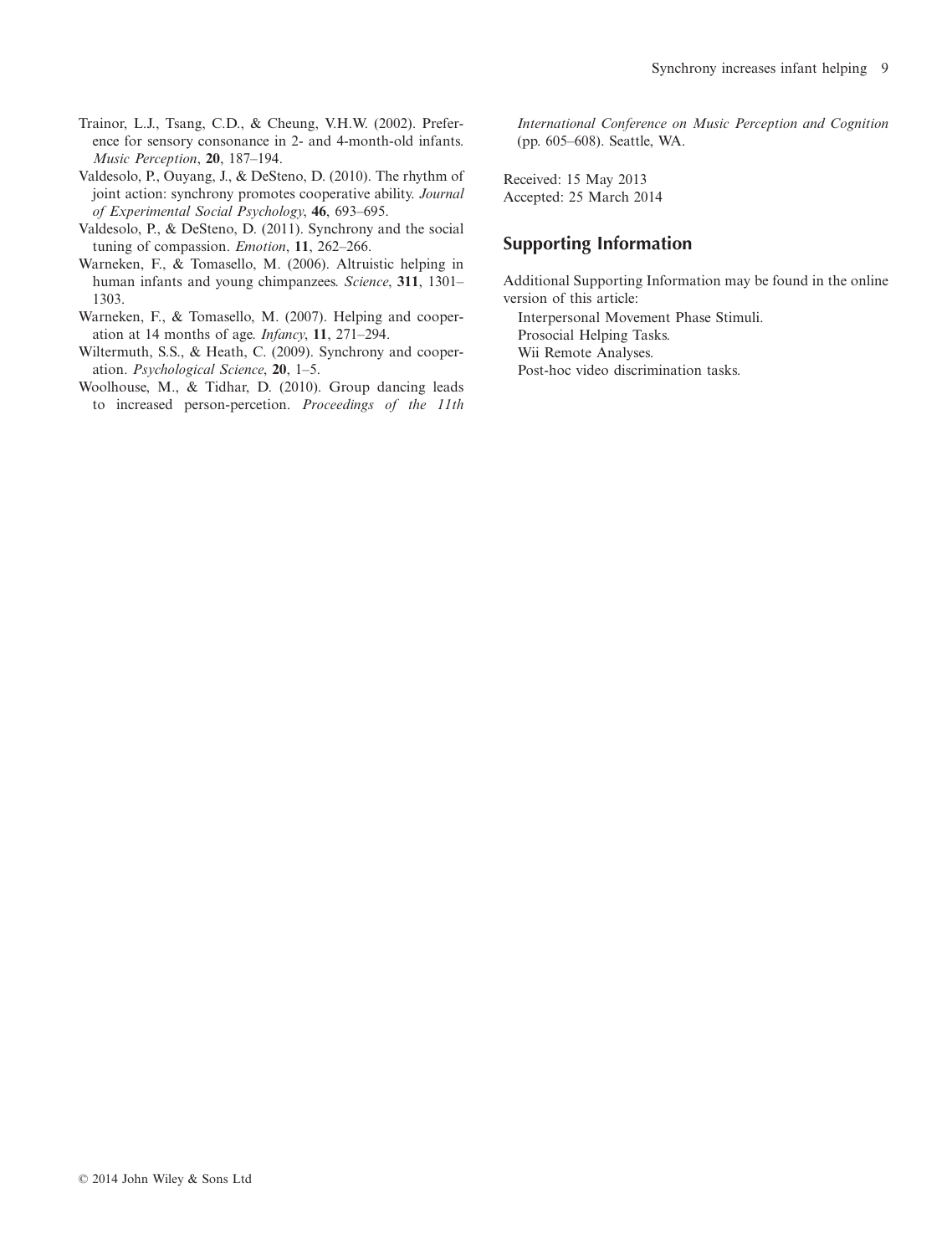Trainor, L.J., Tsang, C.D., & Cheung, V.H.W. (2002). Preference for sensory consonance in 2- and 4-month-old infants. *Music Perception*, **20**, 187–194.

Valdesolo, P., Ouyang, J., & DeSteno, D. (2010). The rhythm of joint action: synchrony promotes cooperative ability. *Journal of Experimental Social Psychology*, **46**, 693–695.

Valdesolo, P., & DeSteno, D. (2011). Synchrony and the social tuning of compassion. *Emotion*, **11**, 262–266.

Warneken, F., & Tomasello, M. (2006). Altruistic helping in human infants and young chimpanzees. *Science*, **311**, 1301–1303.

Warneken, F., & Tomasello, M. (2007). Helping and cooperation at 14 months of age. *Infancy*, **11**, 271–294.

Wiltermuth, S.S., & Heath, C. (2009). Synchrony and cooperation. *Psychological Science*, **20**, 1–5.

Woolhouse, M., & Tidhar, D. (2010). Group dancing leads to increased person-percetion. *Proceedings of the 11th International Conference on Music Perception and Cognition* (pp. 605–608). Seattle, WA.

Received: 15 May 2013
Accepted: 25 March 2014

## Supporting Information

Additional Supporting Information may be found in the online version of this article:

Interpersonal Movement Phase Stimuli.
Prosocial Helping Tasks.
Wii Remote Analyses.
Post-hoc video discrimination tasks.

© 2014 John Wiley & Sons Ltd